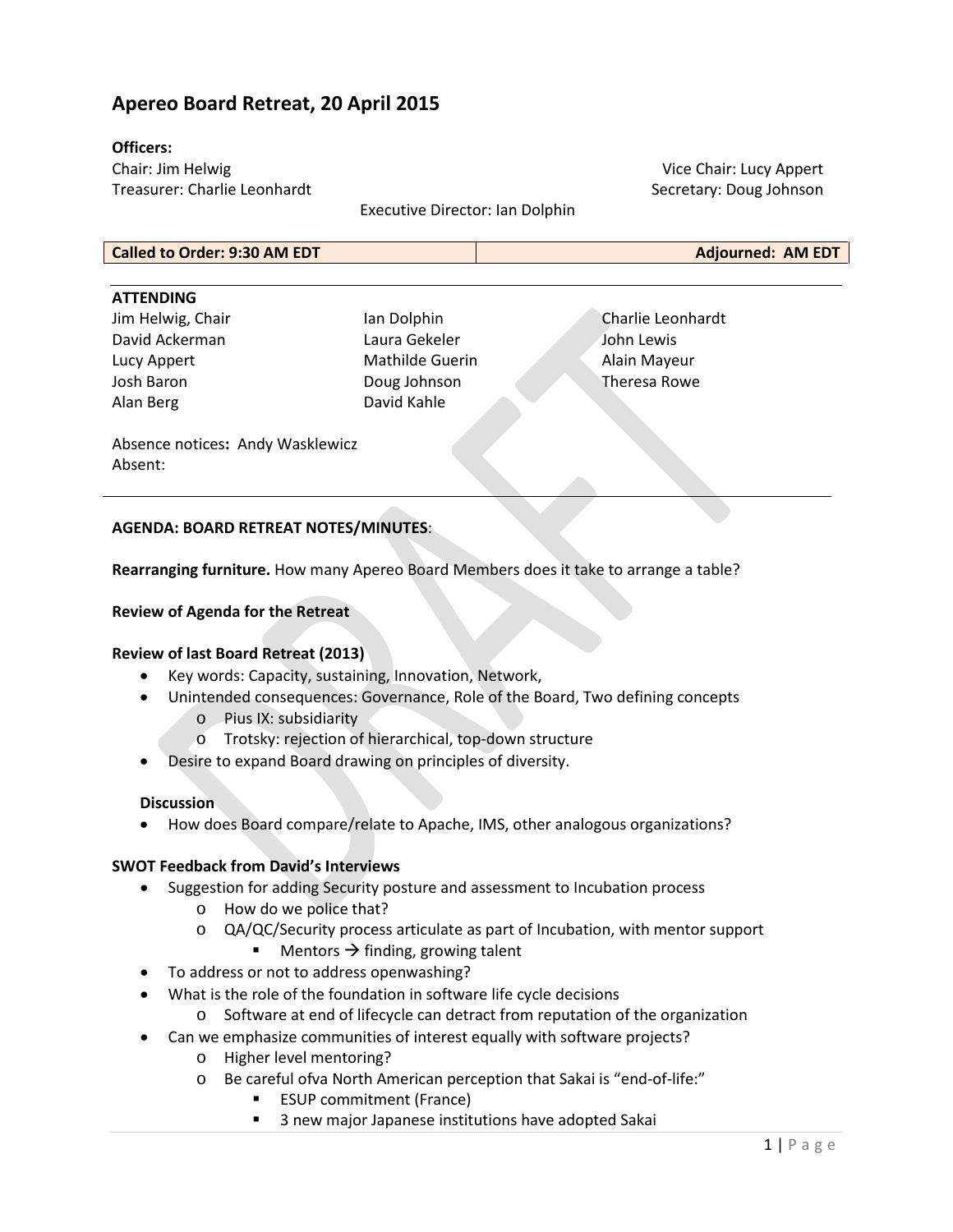# Apereo Board Retreat, 20 April 2015

**Officers:**

Chair: Jim Helwig
Vice Chair: Lucy Appert
Treasurer: Charlie Leonhardt
Secretary: Doug Johnson
Executive Director: Ian Dolphin

| **Called to Order: 9:30 AM EDT** | **Adjourned: AM EDT** |
|---|---|

**ATTENDING**

| | | |
|---|---|---|
| Jim Helwig, Chair | Ian Dolphin | Charlie Leonhardt |
| David Ackerman | Laura Gekeler | John Lewis |
| Lucy Appert | Mathilde Guerin | Alain Mayeur |
| Josh Baron | Doug Johnson | Theresa Rowe |
| Alan Berg | David Kahle | |

Absence notices**:** Andy Wasklewicz
Absent:

---

**AGENDA: BOARD RETREAT NOTES/MINUTES**:

**Rearranging furniture.** How many Apereo Board Members does it take to arrange a table?

**Review of Agenda for the Retreat**

**Review of last Board Retreat (2013)**

- Key words: Capacity, sustaining, Innovation, Network,
- Unintended consequences: Governance, Role of the Board, Two defining concepts
  - Pius IX: subsidiarity
  - Trotsky: rejection of hierarchical, top-down structure
- Desire to expand Board drawing on principles of diversity.

**Discussion**

- How does Board compare/relate to Apache, IMS, other analogous organizations?

**SWOT Feedback from David's Interviews**

- Suggestion for adding Security posture and assessment to Incubation process
  - How do we police that?
  - QA/QC/Security process articulate as part of Incubation, with mentor support
    - Mentors → finding, growing talent
- To address or not to address openwashing?
- What is the role of the foundation in software life cycle decisions
  - Software at end of lifecycle can detract from reputation of the organization
- Can we emphasize communities of interest equally with software projects?
  - Higher level mentoring?
  - Be careful ofva North American perception that Sakai is "end-of-life:"
    - ESUP commitment (France)
    - 3 new major Japanese institutions have adopted Sakai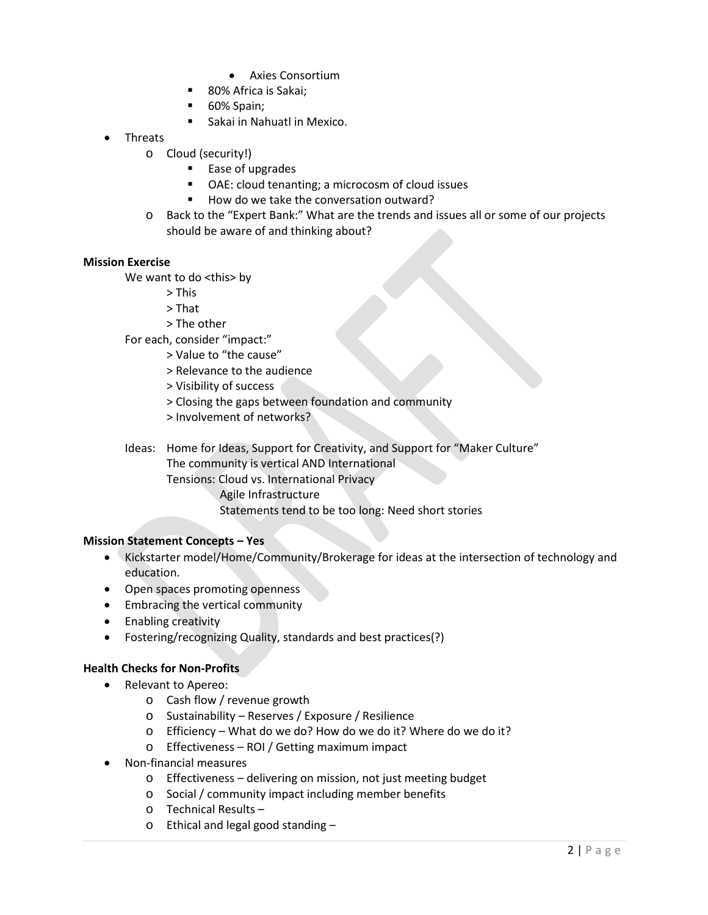- Axies Consortium
        - 80% Africa is Sakai;
        - 60% Spain;
        - Sakai in Nahuatl in Mexico.
- Threats
    - Cloud (security!)
        - Ease of upgrades
        - OAE: cloud tenanting; a microcosm of cloud issues
        - How do we take the conversation outward?
    - Back to the "Expert Bank:" What are the trends and issues all or some of our projects should be aware of and thinking about?

**Mission Exercise**

We want to do <this> by

> This
> That
> The other

For each, consider "impact:"

> Value to "the cause"
> Relevance to the audience
> Visibility of success
> Closing the gaps between foundation and community
> Involvement of networks?

Ideas: Home for Ideas, Support for Creativity, and Support for "Maker Culture"
The community is vertical AND International
Tensions: Cloud vs. International Privacy
Agile Infrastructure
Statements tend to be too long: Need short stories

**Mission Statement Concepts – Yes**

- Kickstarter model/Home/Community/Brokerage for ideas at the intersection of technology and education.
- Open spaces promoting openness
- Embracing the vertical community
- Enabling creativity
- Fostering/recognizing Quality, standards and best practices(?)

**Health Checks for Non-Profits**

- Relevant to Apereo:
    - Cash flow / revenue growth
    - Sustainability – Reserves / Exposure / Resilience
    - Efficiency – What do we do? How do we do it? Where do we do it?
    - Effectiveness – ROI / Getting maximum impact
- Non-financial measures
    - Effectiveness – delivering on mission, not just meeting budget
    - Social / community impact including member benefits
    - Technical Results –
    - Ethical and legal good standing –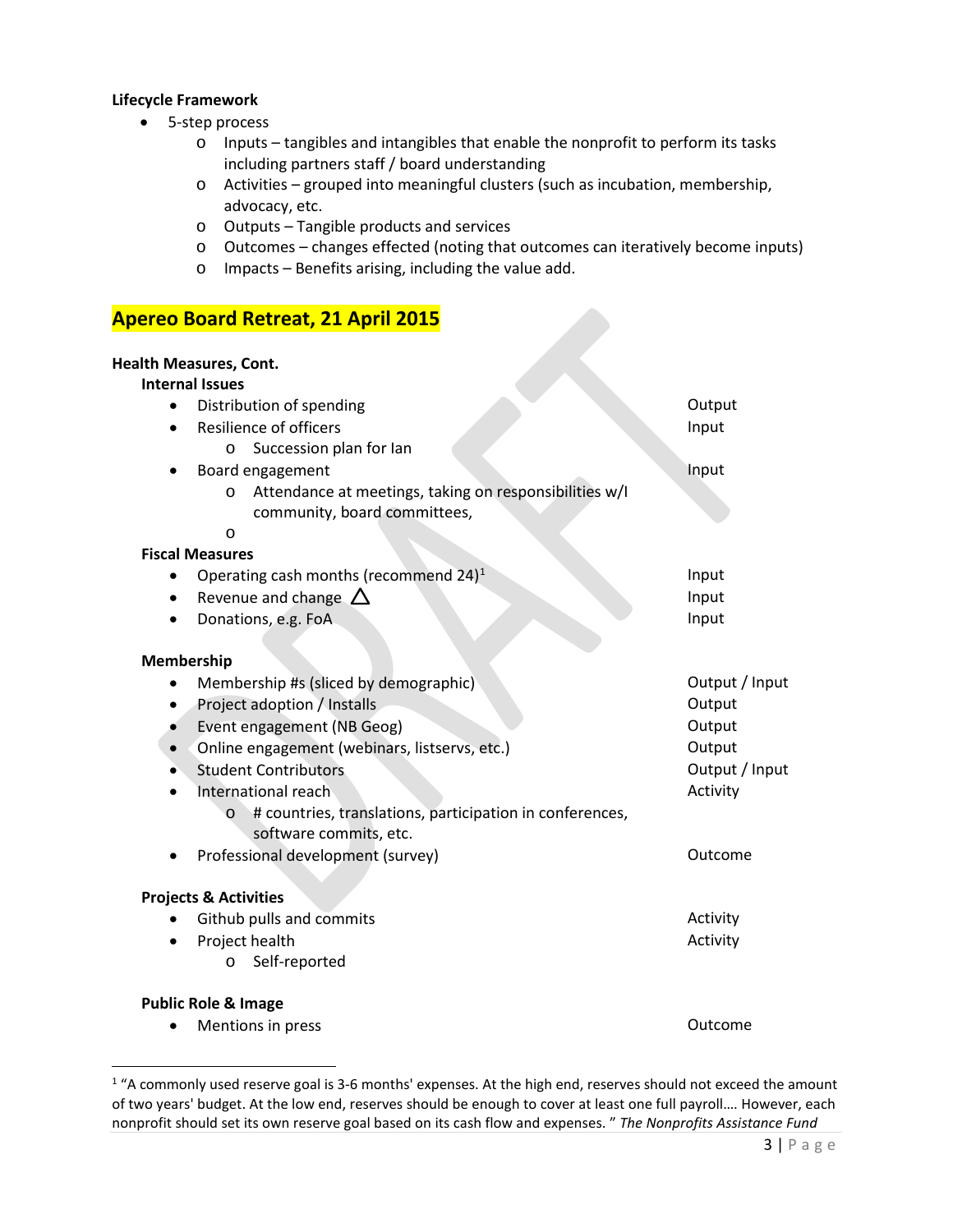**Lifecycle Framework**

- 5-step process
  - Inputs – tangibles and intangibles that enable the nonprofit to perform its tasks including partners staff / board understanding
  - Activities – grouped into meaningful clusters (such as incubation, membership, advocacy, etc.
  - Outputs – Tangible products and services
  - Outcomes – changes effected (noting that outcomes can iteratively become inputs)
  - Impacts – Benefits arising, including the value add.

## Apereo Board Retreat, 21 April 2015

**Health Measures, Cont.**

**Internal Issues**

| Measure | Type |
|---|---|
| • Distribution of spending | Output |
| • Resilience of officers | Input |
| ○ Succession plan for Ian | |
| • Board engagement | Input |
| ○ Attendance at meetings, taking on responsibilities w/I community, board committees, | |
| ○ | |

**Fiscal Measures**

| Measure | Type |
|---|---|
| • Operating cash months (recommend 24)[1] | Input |
| • Revenue and change △ | Input |
| • Donations, e.g. FoA | Input |

**Membership**

| Measure | Type |
|---|---|
| • Membership #s (sliced by demographic) | Output / Input |
| • Project adoption / Installs | Output |
| • Event engagement (NB Geog) | Output |
| • Online engagement (webinars, listservs, etc.) | Output |
| • Student Contributors | Output / Input |
| • International reach | Activity |
| ○ # countries, translations, participation in conferences, software commits, etc. | |
| • Professional development (survey) | Outcome |

**Projects & Activities**

| Measure | Type |
|---|---|
| • Github pulls and commits | Activity |
| • Project health | Activity |
| ○ Self-reported | |

**Public Role & Image**

| Measure | Type |
|---|---|
| • Mentions in press | Outcome |

[1] "A commonly used reserve goal is 3-6 months' expenses. At the high end, reserves should not exceed the amount of two years' budget. At the low end, reserves should be enough to cover at least one full payroll…. However, each nonprofit should set its own reserve goal based on its cash flow and expenses. " *The Nonprofits Assistance Fund*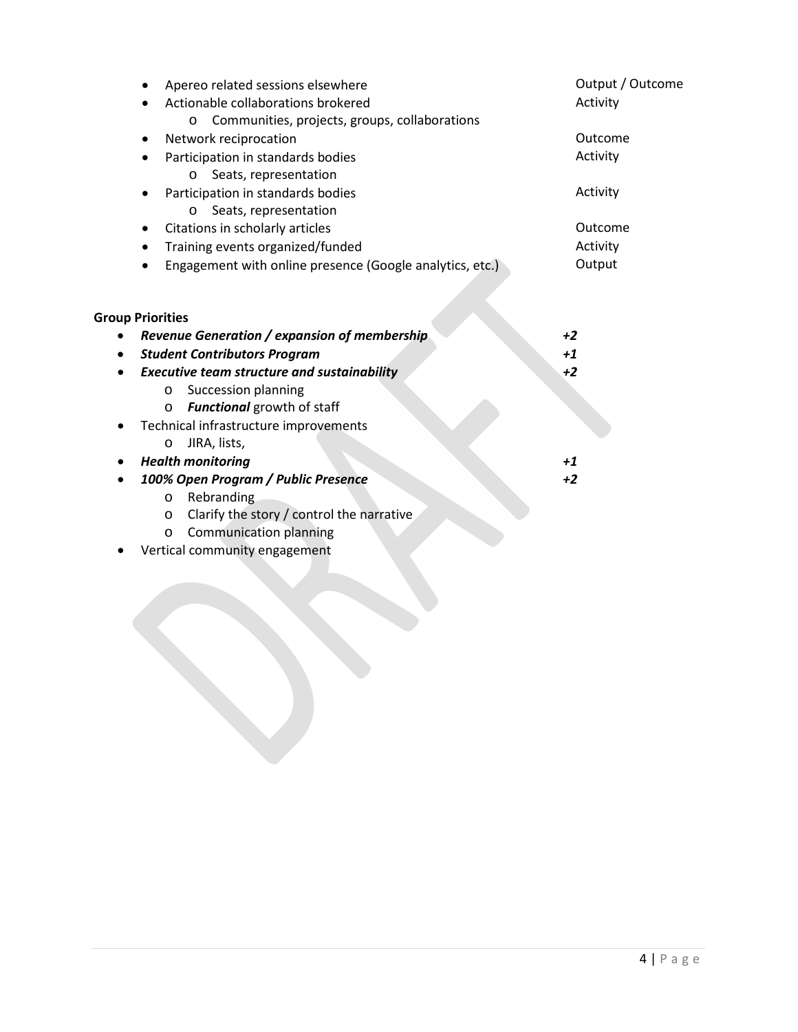| Item | Type |
|---|---|
| Apereo related sessions elsewhere | Output / Outcome |
| Actionable collaborations brokered<br>- Communities, projects, groups, collaborations | Activity |
| Network reciprocation | Outcome |
| Participation in standards bodies<br>- Seats, representation | Activity |
| Participation in standards bodies<br>- Seats, representation | Activity |
| Citations in scholarly articles | Outcome |
| Training events organized/funded | Activity |
| Engagement with online presence (Google analytics, etc.) | Output |

**Group Priorities**

- ***Revenue Generation / expansion of membership*** *+2*
- ***Student Contributors Program*** *+1*
- ***Executive team structure and sustainability*** *+2*
    - Succession planning
    - ***Functional*** growth of staff
- Technical infrastructure improvements
    - JIRA, lists,
- ***Health monitoring*** *+1*
- ***100% Open Program / Public Presence*** *+2*
    - Rebranding
    - Clarify the story / control the narrative
    - Communication planning
- Vertical community engagement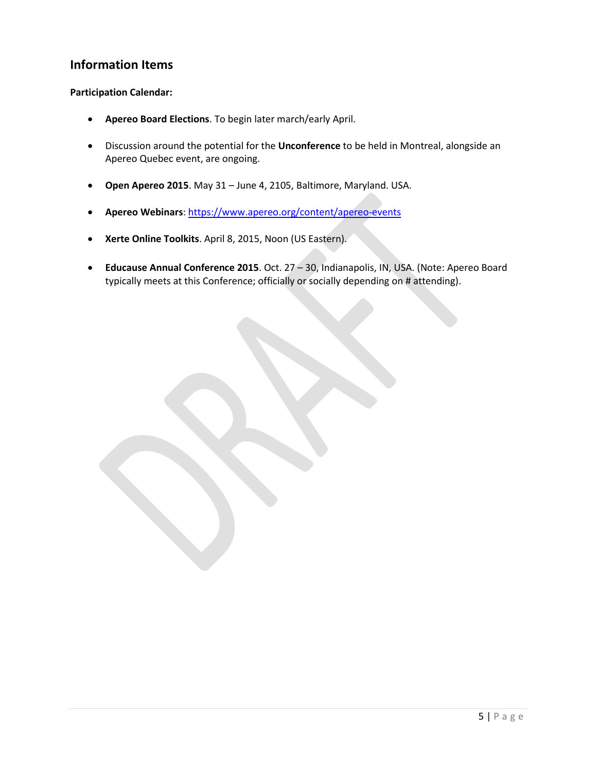## Information Items

**Participation Calendar:**

- **Apereo Board Elections**. To begin later march/early April.
- Discussion around the potential for the **Unconference** to be held in Montreal, alongside an Apereo Quebec event, are ongoing.
- **Open Apereo 2015**. May 31 – June 4, 2105, Baltimore, Maryland. USA.
- **Apereo Webinars**: https://www.apereo.org/content/apereo-events
- **Xerte Online Toolkits**. April 8, 2015, Noon (US Eastern).
- **Educause Annual Conference 2015**. Oct. 27 – 30, Indianapolis, IN, USA. (Note: Apereo Board typically meets at this Conference; officially or socially depending on # attending).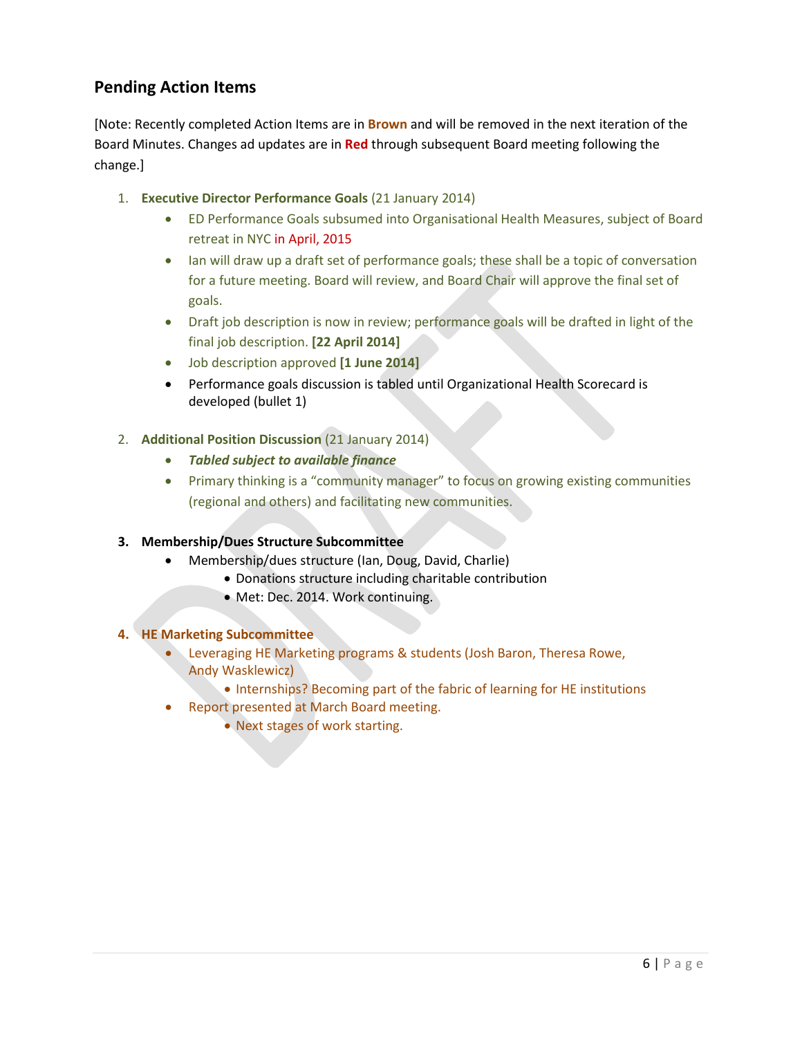## Pending Action Items

[Note: Recently completed Action Items are in **Brown** and will be removed in the next iteration of the Board Minutes. Changes ad updates are in **Red** through subsequent Board meeting following the change.]

1. **Executive Director Performance Goals** (21 January 2014)
   - ED Performance Goals subsumed into Organisational Health Measures, subject of Board retreat in NYC in April, 2015
   - Ian will draw up a draft set of performance goals; these shall be a topic of conversation for a future meeting. Board will review, and Board Chair will approve the final set of goals.
   - Draft job description is now in review; performance goals will be drafted in light of the final job description. **[22 April 2014]**
   - Job description approved **[1 June 2014]**
   - Performance goals discussion is tabled until Organizational Health Scorecard is developed (bullet 1)

2. **Additional Position Discussion** (21 January 2014)
   - ***Tabled subject to available finance***
   - Primary thinking is a "community manager" to focus on growing existing communities (regional and others) and facilitating new communities.

3. **Membership/Dues Structure Subcommittee**
   - Membership/dues structure (Ian, Doug, David, Charlie)
     - Donations structure including charitable contribution
     - Met: Dec. 2014. Work continuing.

4. **HE Marketing Subcommittee**
   - Leveraging HE Marketing programs & students (Josh Baron, Theresa Rowe, Andy Wasklewicz)
     - Internships? Becoming part of the fabric of learning for HE institutions
   - Report presented at March Board meeting.
     - Next stages of work starting.